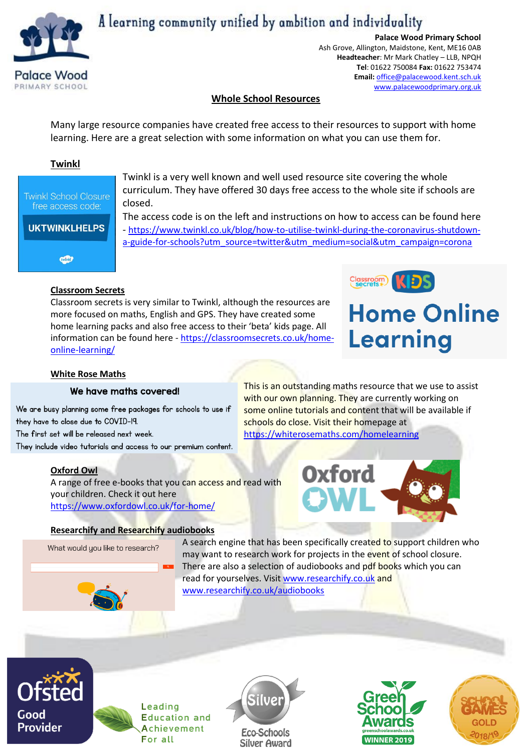A learning community unified by ambition and individuality

**Palace Wood Primary School**
Ash Grove, Allington, Maidstone, Kent, ME16 0AB
**Headteacher**: Mr Mark Chatley – LLB, NPQH
**Tel**: 01622 750084 **Fax:** 01622 753474
**Email:** office@palacewood.kent.sch.uk
www.palacewoodprimary.org.uk

## Whole School Resources

Many large resource companies have created free access to their resources to support with home learning. Here are a great selection with some information on what you can use them for.

### Twinkl

Twinkl School Closure free access code:

**UKTWINKLHELPS**

Twinkl is a very well known and well used resource site covering the whole curriculum. They have offered 30 days free access to the whole site if schools are closed.

The access code is on the left and instructions on how to access can be found here - https://www.twinkl.co.uk/blog/how-to-utilise-twinkl-during-the-coronavirus-shutdown-a-guide-for-schools?utm_source=twitter&utm_medium=social&utm_campaign=corona

### Classroom Secrets

Classroom secrets is very similar to Twinkl, although the resources are more focused on maths, English and GPS. They have created some home learning packs and also free access to their 'beta' kids page. All information can be found here - https://classroomsecrets.co.uk/home-online-learning/

Classroom Secrets KIDS
Home Online Learning

### White Rose Maths

**We have maths covered!**

We are busy planning some free packages for schools to use if they have to close due to COVID-19.
The first set will be released next week.
They include video tutorials and access to our premium content.

This is an outstanding maths resource that we use to assist with our own planning. They are currently working on some online tutorials and content that will be available if schools do close. Visit their homepage at https://whiterosemaths.com/homelearning

### Oxford Owl

A range of free e-books that you can access and read with your children. Check it out here https://www.oxfordowl.co.uk/for-home/

### Researchify and Researchify audiobooks

What would you like to research?

A search engine that has been specifically created to support children who may want to research work for projects in the event of school closure. There are also a selection of audiobooks and pdf books which you can read for yourselves. Visit www.researchify.co.uk and www.researchify.co.uk/audiobooks

Ofsted Good Provider
Leading Education and Achievement For all
Silver Eco-Schools Silver Award
Green School Awards greenschoolawards.co.uk WINNER 2019
School Games Gold 2018/19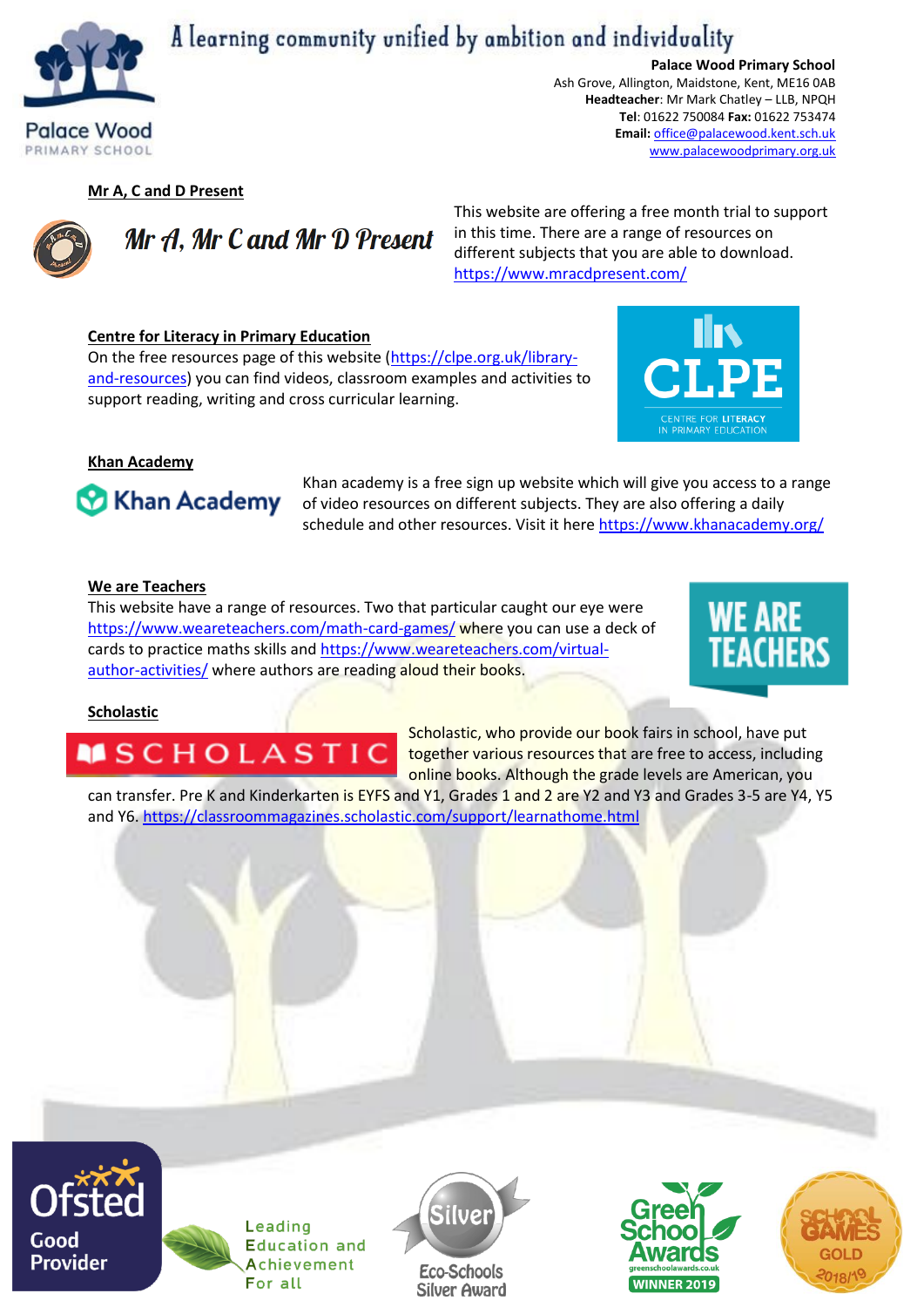A learning community unified by ambition and individuality

**Palace Wood Primary School**
Ash Grove, Allington, Maidstone, Kent, ME16 0AB
**Headteacher**: Mr Mark Chatley – LLB, NPQH
**Tel**: 01622 750084 **Fax:** 01622 753474
**Email:** office@palacewood.kent.sch.uk
www.palacewoodprimary.org.uk

## Mr A, C and D Present

This website are offering a free month trial to support in this time. There are a range of resources on different subjects that you are able to download. https://www.mracdpresent.com/

## Centre for Literacy in Primary Education

On the free resources page of this website (https://clpe.org.uk/library-and-resources) you can find videos, classroom examples and activities to support reading, writing and cross curricular learning.

## Khan Academy

Khan academy is a free sign up website which will give you access to a range of video resources on different subjects. They are also offering a daily schedule and other resources. Visit it here https://www.khanacademy.org/

## We are Teachers

This website have a range of resources. Two that particular caught our eye were https://www.weareteachers.com/math-card-games/ where you can use a deck of cards to practice maths skills and https://www.weareteachers.com/virtual-author-activities/ where authors are reading aloud their books.

## Scholastic

Scholastic, who provide our book fairs in school, have put together various resources that are free to access, including online books. Although the grade levels are American, you can transfer. Pre K and Kinderkarten is EYFS and Y1, Grades 1 and 2 are Y2 and Y3 and Grades 3-5 are Y4, Y5 and Y6. https://classroommagazines.scholastic.com/support/learnathome.html